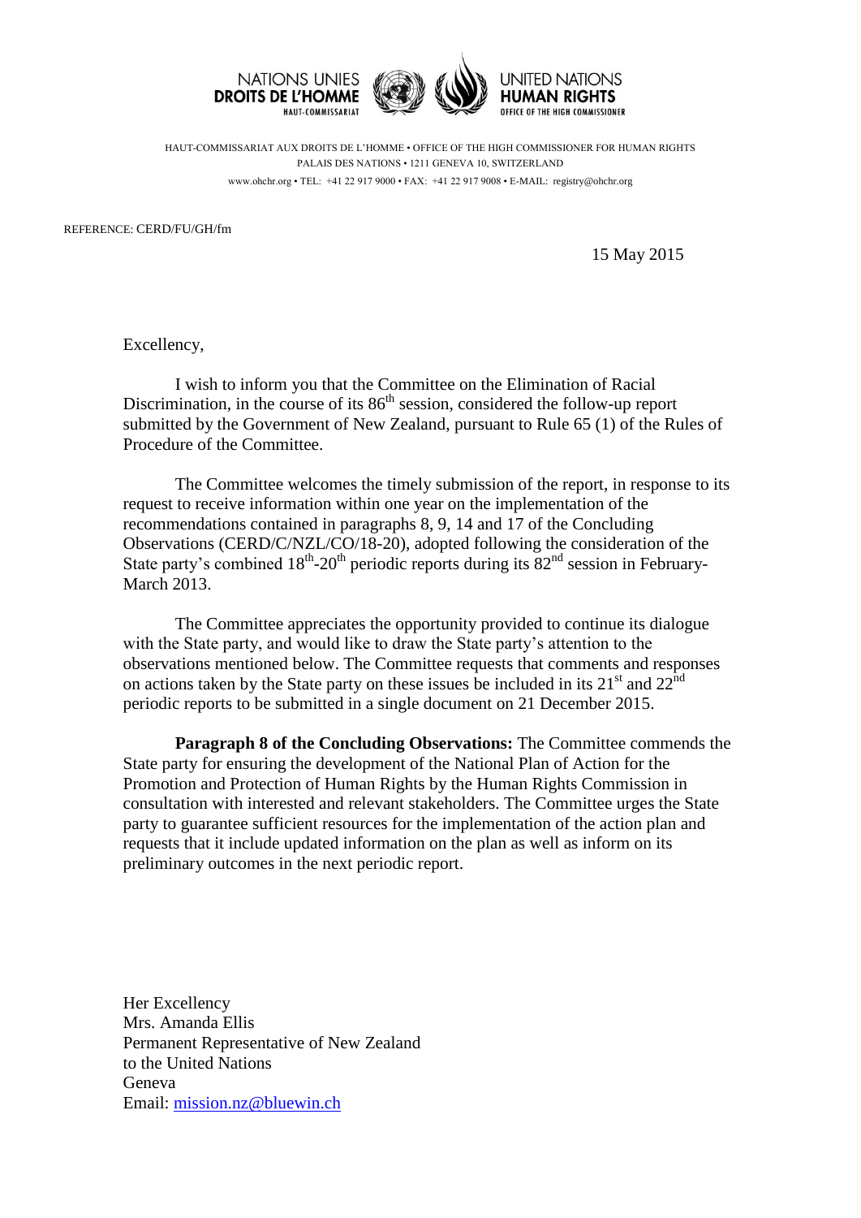NATIONS UNIES
**DROITS DE L'HOMME**
HAUT-COMMISSARIAT

UNITED NATIONS
**HUMAN RIGHTS**
OFFICE OF THE HIGH COMMISSIONER

HAUT-COMMISSARIAT AUX DROITS DE L'HOMME • OFFICE OF THE HIGH COMMISSIONER FOR HUMAN RIGHTS
PALAIS DES NATIONS • 1211 GENEVA 10, SWITZERLAND
www.ohchr.org • TEL: +41 22 917 9000 • FAX: +41 22 917 9008 • E-MAIL: registry@ohchr.org

REFERENCE: CERD/FU/GH/fm

15 May 2015

Excellency,

I wish to inform you that the Committee on the Elimination of Racial Discrimination, in the course of its 86th session, considered the follow-up report submitted by the Government of New Zealand, pursuant to Rule 65 (1) of the Rules of Procedure of the Committee.

The Committee welcomes the timely submission of the report, in response to its request to receive information within one year on the implementation of the recommendations contained in paragraphs 8, 9, 14 and 17 of the Concluding Observations (CERD/C/NZL/CO/18-20), adopted following the consideration of the State party's combined 18th-20th periodic reports during its 82nd session in February-March 2013.

The Committee appreciates the opportunity provided to continue its dialogue with the State party, and would like to draw the State party's attention to the observations mentioned below. The Committee requests that comments and responses on actions taken by the State party on these issues be included in its 21st and 22nd periodic reports to be submitted in a single document on 21 December 2015.

**Paragraph 8 of the Concluding Observations:** The Committee commends the State party for ensuring the development of the National Plan of Action for the Promotion and Protection of Human Rights by the Human Rights Commission in consultation with interested and relevant stakeholders. The Committee urges the State party to guarantee sufficient resources for the implementation of the action plan and requests that it include updated information on the plan as well as inform on its preliminary outcomes in the next periodic report.

Her Excellency
Mrs. Amanda Ellis
Permanent Representative of New Zealand
to the United Nations
Geneva
Email: mission.nz@bluewin.ch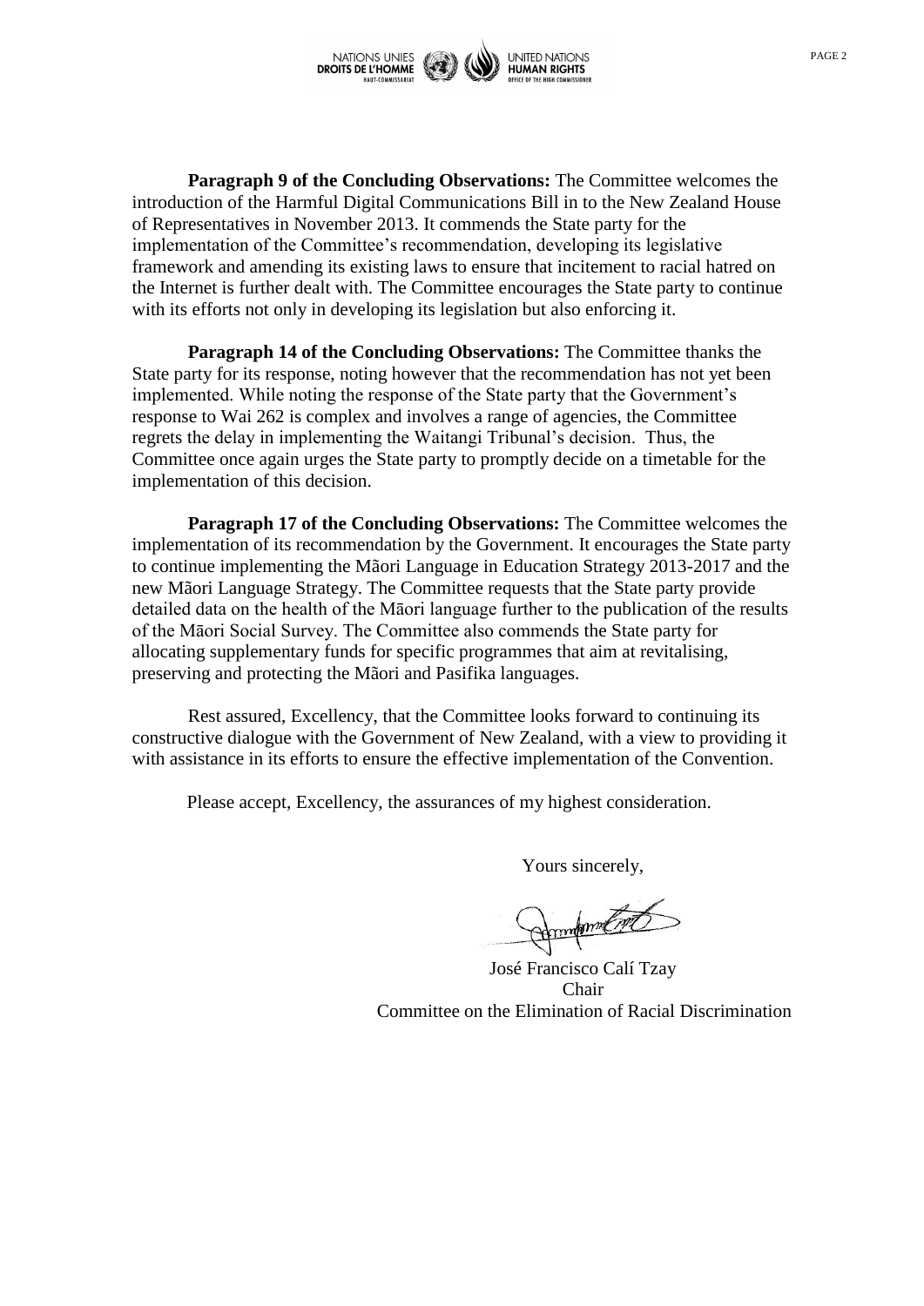**Paragraph 9 of the Concluding Observations:** The Committee welcomes the introduction of the Harmful Digital Communications Bill in to the New Zealand House of Representatives in November 2013. It commends the State party for the implementation of the Committee's recommendation, developing its legislative framework and amending its existing laws to ensure that incitement to racial hatred on the Internet is further dealt with. The Committee encourages the State party to continue with its efforts not only in developing its legislation but also enforcing it.

**Paragraph 14 of the Concluding Observations:** The Committee thanks the State party for its response, noting however that the recommendation has not yet been implemented. While noting the response of the State party that the Government's response to Wai 262 is complex and involves a range of agencies, the Committee regrets the delay in implementing the Waitangi Tribunal's decision. Thus, the Committee once again urges the State party to promptly decide on a timetable for the implementation of this decision.

**Paragraph 17 of the Concluding Observations:** The Committee welcomes the implementation of its recommendation by the Government. It encourages the State party to continue implementing the Mãori Language in Education Strategy 2013-2017 and the new Mãori Language Strategy. The Committee requests that the State party provide detailed data on the health of the Māori language further to the publication of the results of the Māori Social Survey. The Committee also commends the State party for allocating supplementary funds for specific programmes that aim at revitalising, preserving and protecting the Mãori and Pasifika languages.

Rest assured, Excellency, that the Committee looks forward to continuing its constructive dialogue with the Government of New Zealand, with a view to providing it with assistance in its efforts to ensure the effective implementation of the Convention.

Please accept, Excellency, the assurances of my highest consideration.

Yours sincerely,

José Francisco Calí Tzay
Chair
Committee on the Elimination of Racial Discrimination